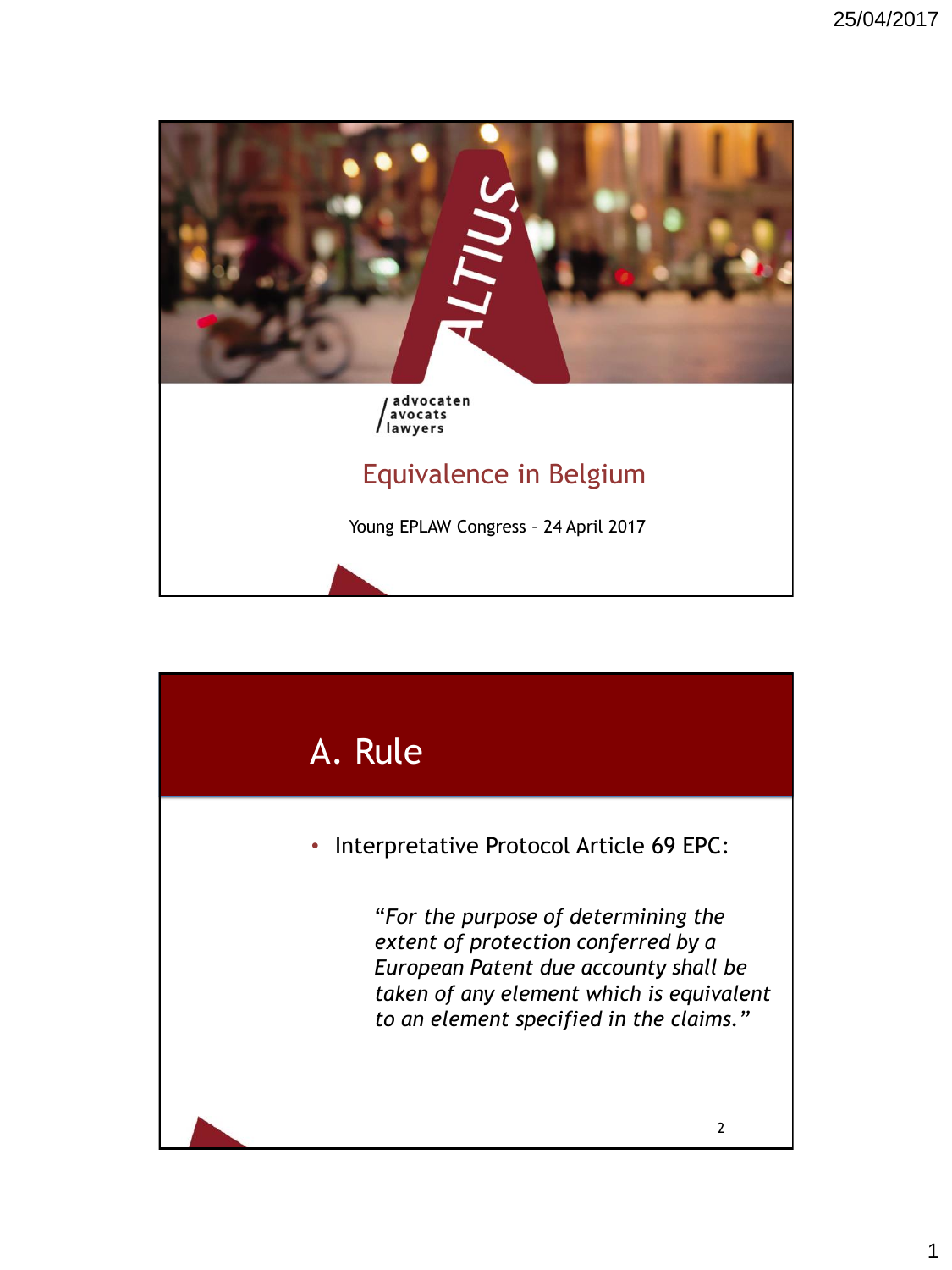advocaten
avocats
lawyers

# Equivalence in Belgium

Young EPLAW Congress – 24 April 2017

## A. Rule

- Interpretative Protocol Article 69 EPC:

  *"For the purpose of determining the extent of protection conferred by a European Patent due accounty shall be taken of any element which is equivalent to an element specified in the claims."*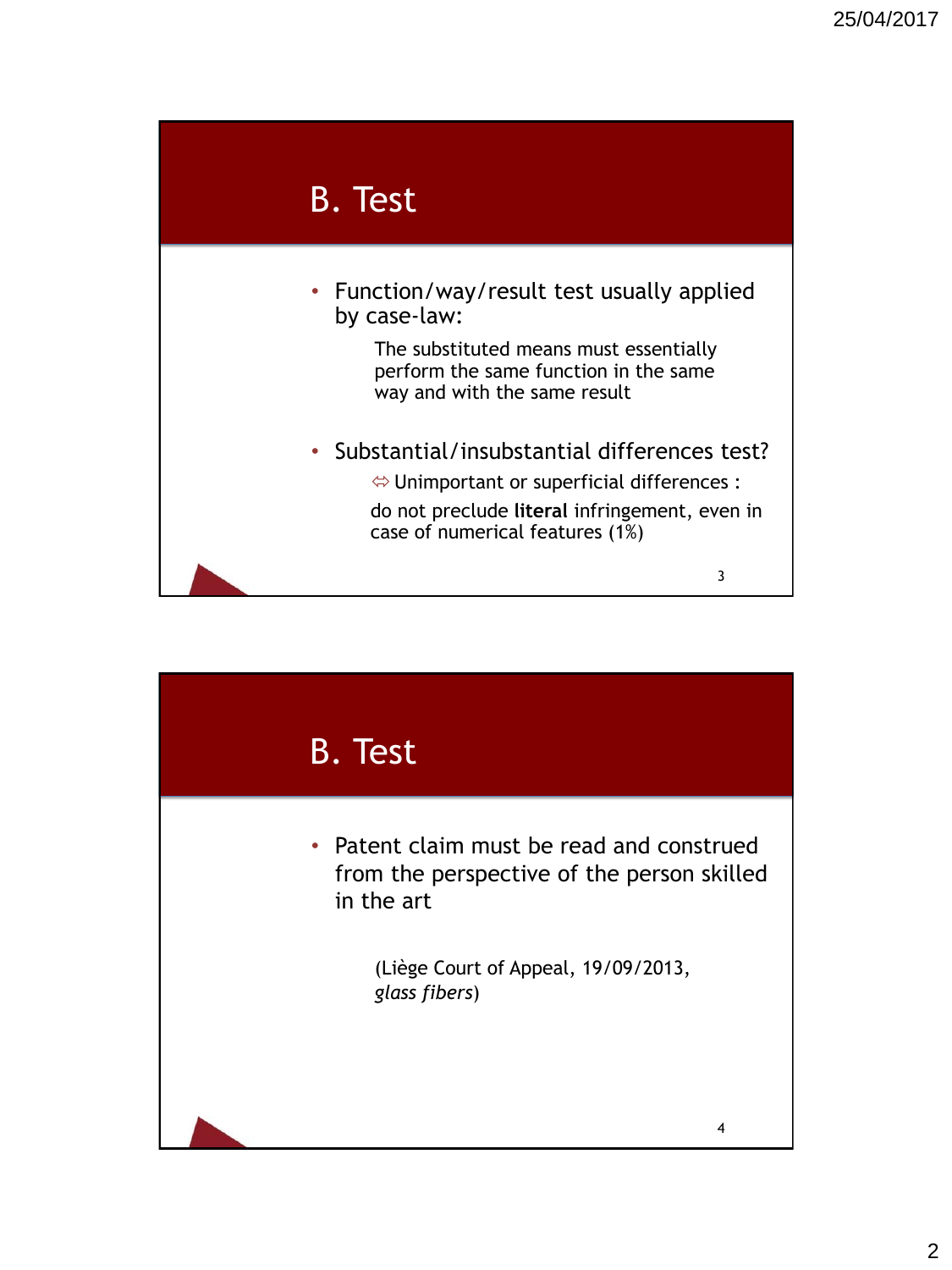## B. Test

- Function/way/result test usually applied by case-law:

  The substituted means must essentially perform the same function in the same way and with the same result

- Substantial/insubstantial differences test?

  ⇔ Unimportant or superficial differences :

  do not preclude **literal** infringement, even in case of numerical features (1%)

## B. Test

- Patent claim must be read and construed from the perspective of the person skilled in the art

  (Liège Court of Appeal, 19/09/2013, *glass fibers*)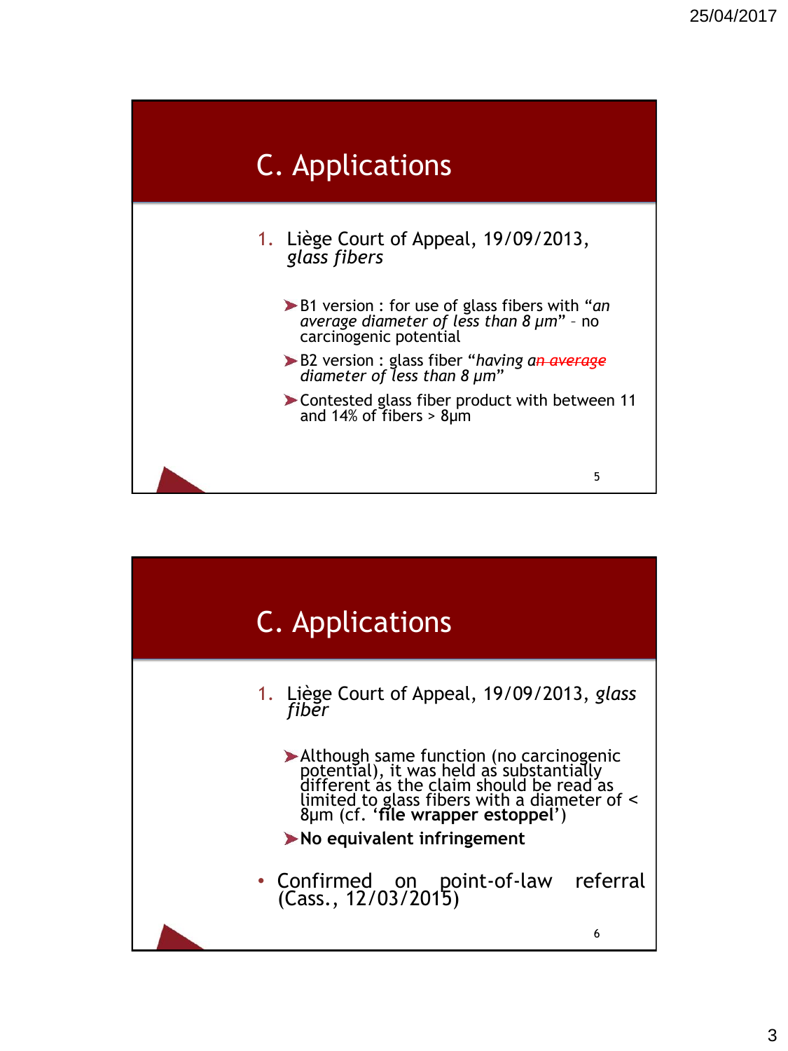## C. Applications

1. Liège Court of Appeal, 19/09/2013, *glass fibers*

   - B1 version : for use of glass fibers with "*an average diameter of less than 8 µm*" – no carcinogenic potential
   - B2 version : glass fiber "*having a~~n average~~ diameter of less than 8 µm*"
   - Contested glass fiber product with between 11 and 14% of fibers > 8µm

## C. Applications

1. Liège Court of Appeal, 19/09/2013, *glass fiber*

   - Although same function (no carcinogenic potential), it was held as substantially different as the claim should be read as limited to glass fibers with a diameter of < 8µm (cf. '**file wrapper estoppel**')
   - **No equivalent infringement**

- Confirmed on point-of-law referral (Cass., 12/03/2015)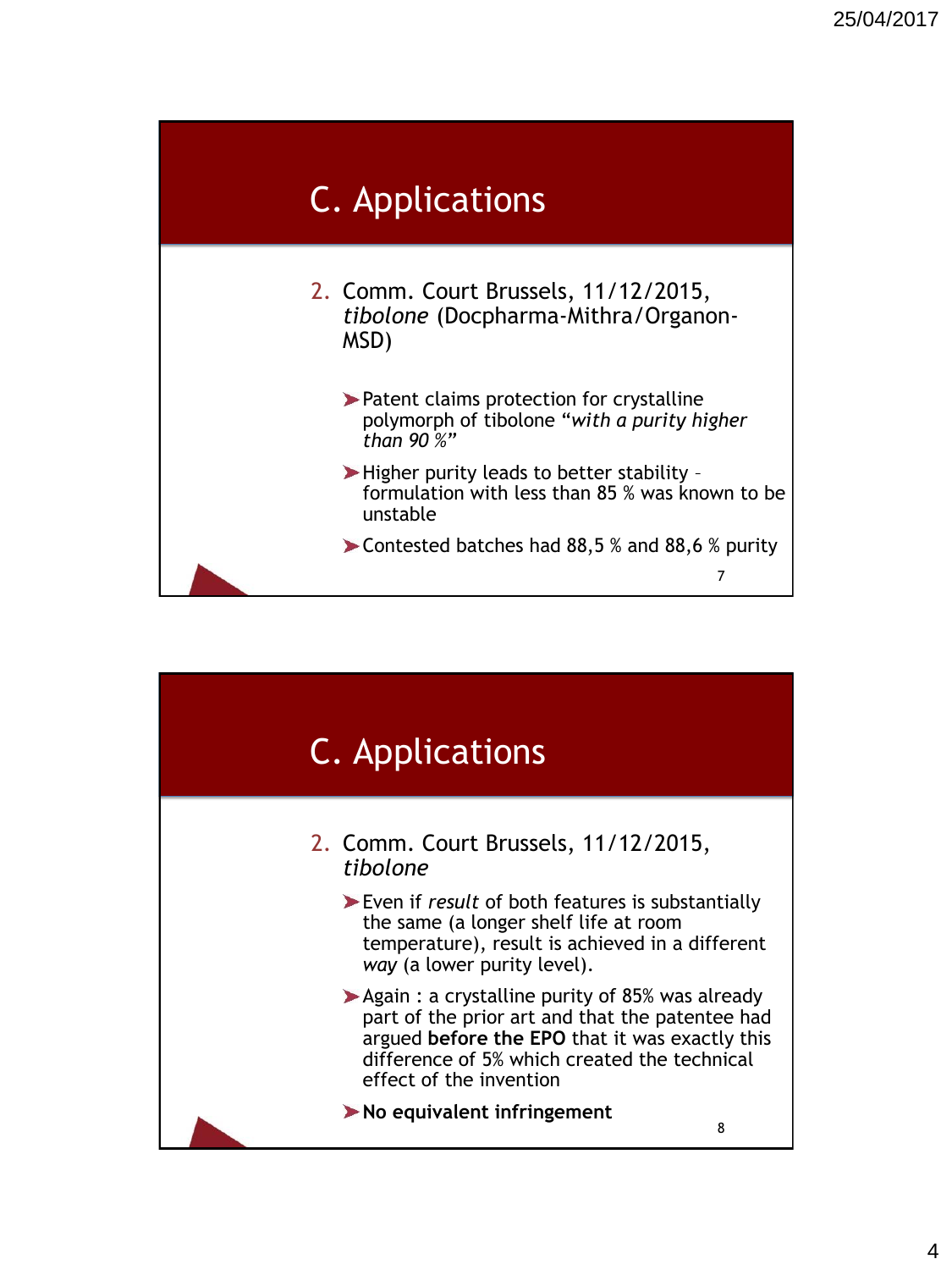## C. Applications

2. Comm. Court Brussels, 11/12/2015, *tibolone* (Docpharma-Mithra/Organon-MSD)

- Patent claims protection for crystalline polymorph of tibolone "*with a purity higher than 90 %*"
- Higher purity leads to better stability – formulation with less than 85 % was known to be unstable
- Contested batches had 88,5 % and 88,6 % purity

## C. Applications

2. Comm. Court Brussels, 11/12/2015, *tibolone*

- Even if *result* of both features is substantially the same (a longer shelf life at room temperature), result is achieved in a different *way* (a lower purity level).
- Again : a crystalline purity of 85% was already part of the prior art and that the patentee had argued **before the EPO** that it was exactly this difference of 5% which created the technical effect of the invention
- **No equivalent infringement**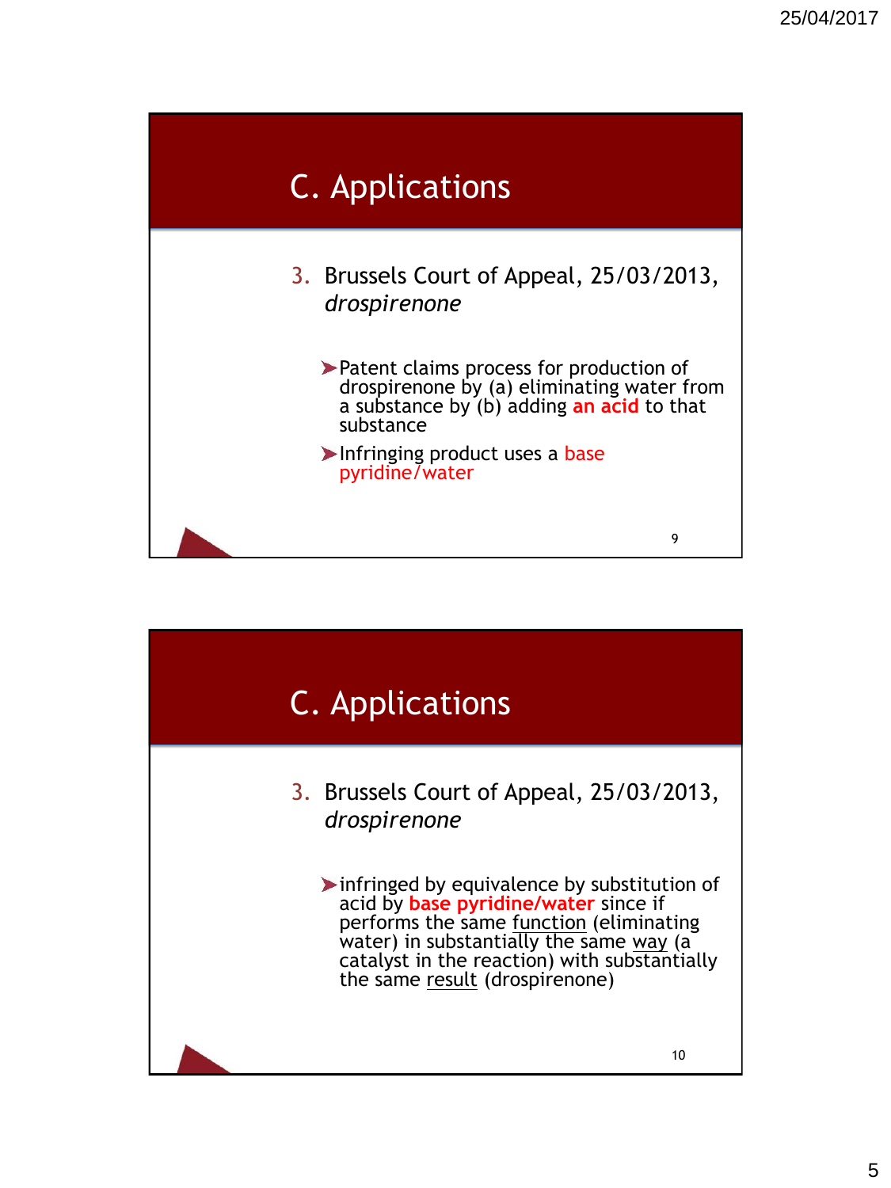## C. Applications

3. Brussels Court of Appeal, 25/03/2013, *drospirenone*

   - Patent claims process for production of drospirenone by (a) eliminating water from a substance by (b) adding **an acid** to that substance
   - Infringing product uses a base pyridine/water

## C. Applications

3. Brussels Court of Appeal, 25/03/2013, *drospirenone*

   - infringed by equivalence by substitution of acid by **base pyridine/water** since if performs the same function (eliminating water) in substantially the same way (a catalyst in the reaction) with substantially the same result (drospirenone)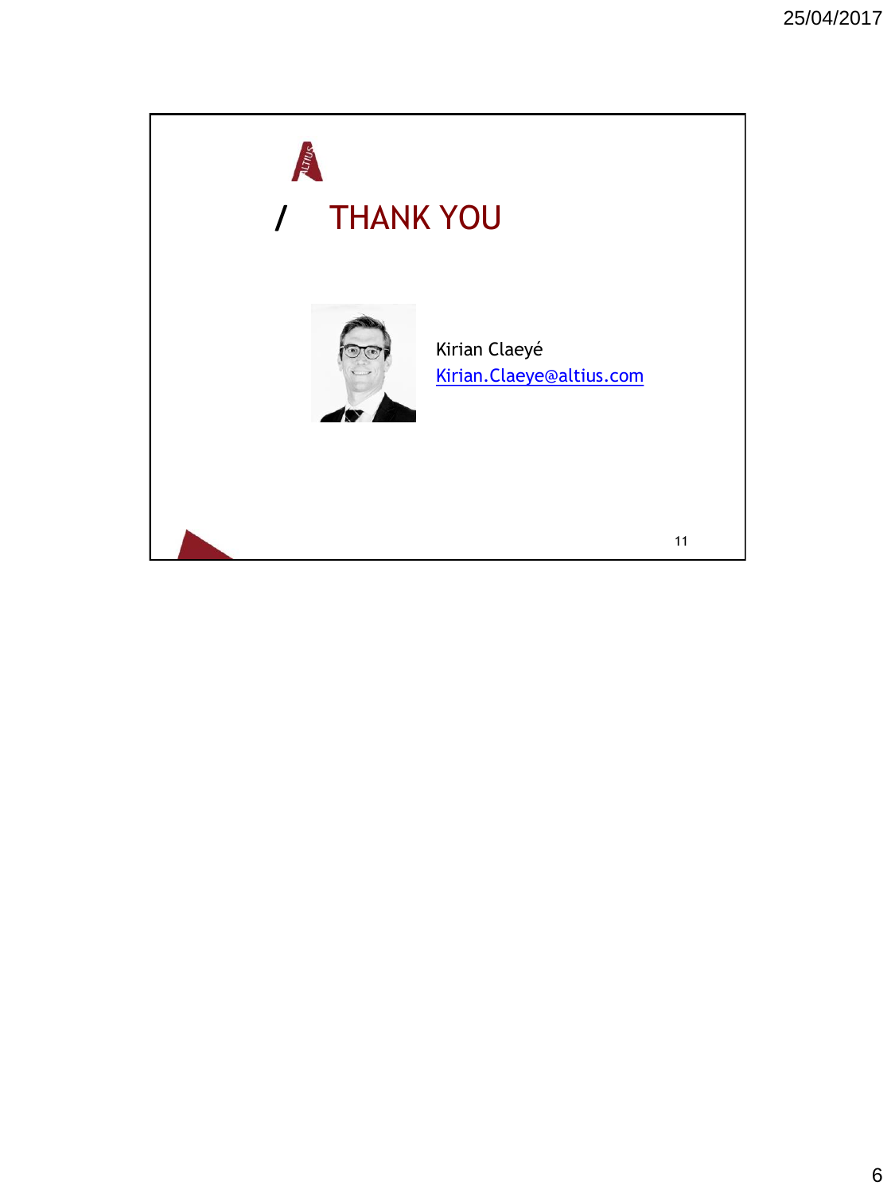# / THANK YOU

Kirian Claeyé
Kirian.Claeye@altius.com